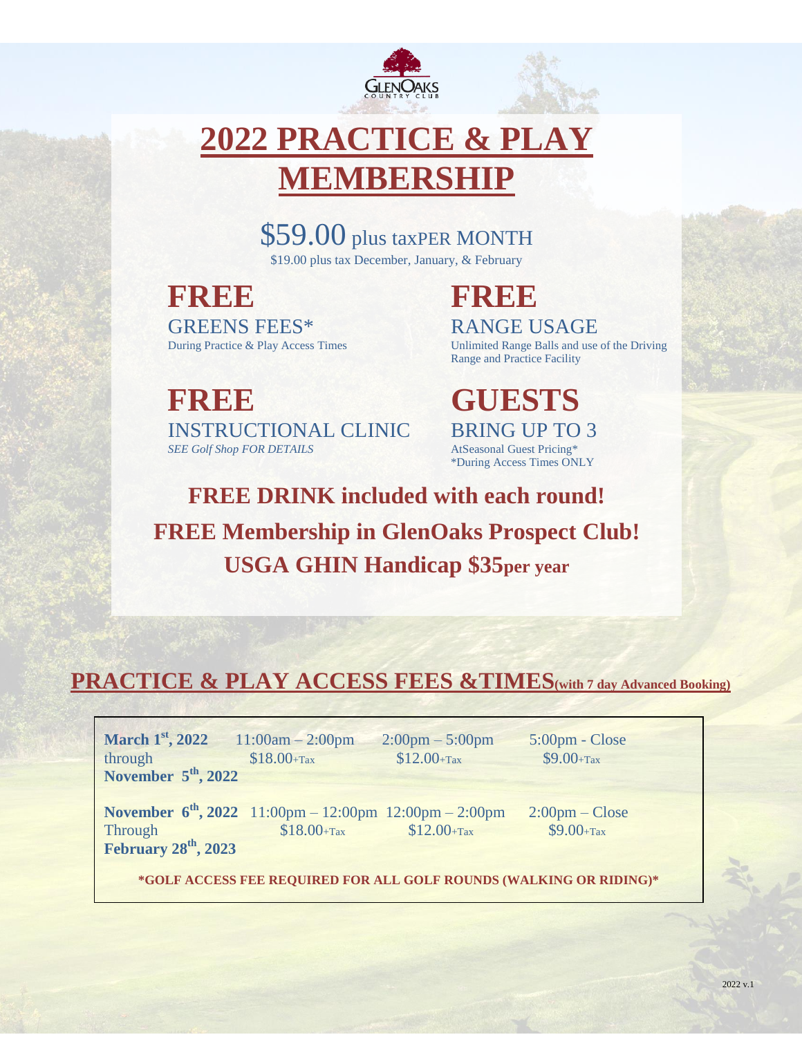# 2022 PRACTICE & PLAY MEMBERSHIP

$59.00 plus taxPER MONTH

$19.00 plus tax December, January, & February

**FREE**
GREENS FEES*
During Practice & Play Access Times

**FREE**
RANGE USAGE
Unlimited Range Balls and use of the Driving Range and Practice Facility

**FREE**
INSTRUCTIONAL CLINIC
*SEE Golf Shop FOR DETAILS*

**GUESTS**
BRING UP TO 3
AtSeasonal Guest Pricing*
*During Access Times ONLY

**FREE DRINK included with each round!**

**FREE Membership in GlenOaks Prospect Club!**

**USGA GHIN Handicap $35per year**

## PRACTICE & PLAY ACCESS FEES &TIMES(with 7 day Advanced Booking)

| | | | |
|---|---|---|---|
| **March 1st, 2022** through **November 5th, 2022** | 11:00am – 2:00pm $18.00+Tax | 2:00pm – 5:00pm $12.00+Tax | 5:00pm - Close $9.00+Tax |
| **November 6th, 2022** Through **February 28th, 2023** | 11:00pm – 12:00pm $18.00+Tax | 12:00pm – 2:00pm $12.00+Tax | 2:00pm – Close $9.00+Tax |

***GOLF ACCESS FEE REQUIRED FOR ALL GOLF ROUNDS (WALKING OR RIDING)***

2022 v.1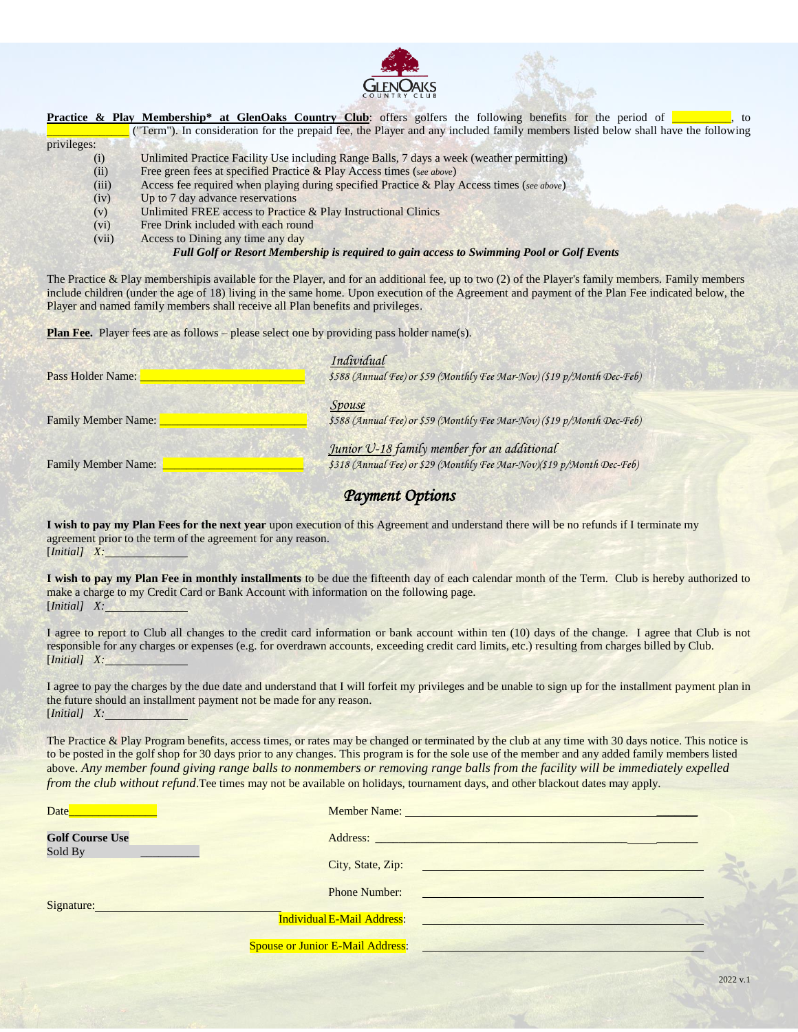GlenOaks Country Club

**Practice & Play Membership* at GlenOaks Country Club**: offers golfers the following benefits for the period of __________, to ______________ ("Term"). In consideration for the prepaid fee, the Player and any included family members listed below shall have the following privileges:

(i) Unlimited Practice Facility Use including Range Balls, 7 days a week (weather permitting)
(ii) Free green fees at specified Practice & Play Access times (*see above*)
(iii) Access fee required when playing during specified Practice & Play Access times (*see above*)
(iv) Up to 7 day advance reservations
(v) Unlimited FREE access to Practice & Play Instructional Clinics
(vi) Free Drink included with each round
(vii) Access to Dining any time any day

***Full Golf or Resort Membership is required to gain access to Swimming Pool or Golf Events***

The Practice & Play membershipis available for the Player, and for an additional fee, up to two (2) of the Player's family members. Family members include children (under the age of 18) living in the same home. Upon execution of the Agreement and payment of the Plan Fee indicated below, the Player and named family members shall receive all Plan benefits and privileges.

**Plan Fee.** Player fees are as follows – please select one by providing pass holder name(s).

Pass Holder Name: ____________________________

*Individual*
*$588 (Annual Fee) or $59 (Monthly Fee Mar-Nov) ($19 p/Month Dec-Feb)*

Family Member Name: ________________________

*Spouse*
*$588 (Annual Fee) or $59 (Monthly Fee Mar-Nov) ($19 p/Month Dec-Feb)*

Family Member Name: ________________________

*Junior U-18 family member for an additional*
*$318 (Annual Fee) or $29 (Monthly Fee Mar-Nov)($19 p/Month Dec-Feb)*

## *Payment Options*

**I wish to pay my Plan Fees for the next year** upon execution of this Agreement and understand there will be no refunds if I terminate my agreement prior to the term of the agreement for any reason.
[*Initial*] *X:*______________

**I wish to pay my Plan Fee in monthly installments** to be due the fifteenth day of each calendar month of the Term. Club is hereby authorized to make a charge to my Credit Card or Bank Account with information on the following page.
[*Initial*] *X:*______________

I agree to report to Club all changes to the credit card information or bank account within ten (10) days of the change. I agree that Club is not responsible for any charges or expenses (e.g. for overdrawn accounts, exceeding credit card limits, etc.) resulting from charges billed by Club.
[*Initial*] *X:*______________

I agree to pay the charges by the due date and understand that I will forfeit my privileges and be unable to sign up for the installment payment plan in the future should an installment payment not be made for any reason.
[*Initial*] *X:*______________

The Practice & Play Program benefits, access times, or rates may be changed or terminated by the club at any time with 30 days notice. This notice is to be posted in the golf shop for 30 days prior to any changes. This program is for the sole use of the member and any added family members listed above. *Any member found giving range balls to nonmembers or removing range balls from the facility will be immediately expelled from the club without refund*.Tee times may not be available on holidays, tournament days, and other blackout dates may apply.

Date______________

**Golf Course Use**
Sold By __________

Signature:______________________________

Member Name: ______________________________________________

Address: ______________________________________________

City, State, Zip: ______________________________________________

Phone Number: ______________________________________________

Individual E-Mail Address: ______________________________________________

Spouse or Junior E-Mail Address: ______________________________________________

2022 v.1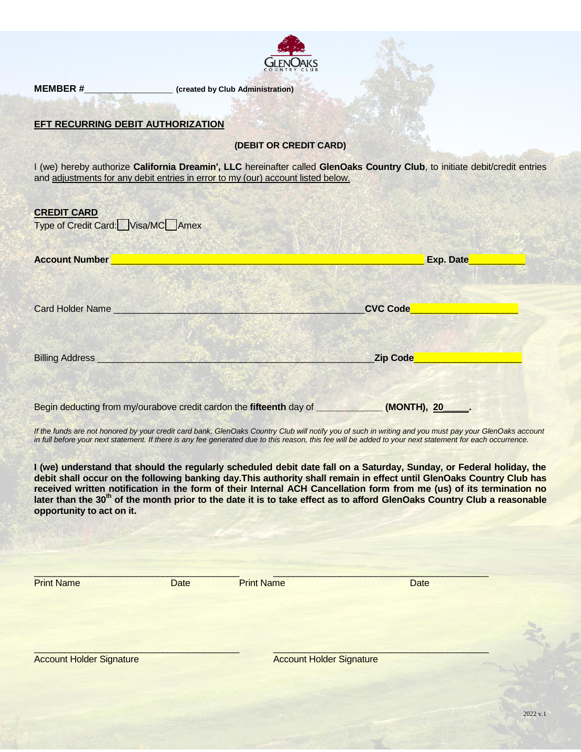GLENOAKS COUNTRY CLUB

**MEMBER #**__________________ **(created by Club Administration)**

**EFT RECURRING DEBIT AUTHORIZATION**

**(DEBIT OR CREDIT CARD)**

I (we) hereby authorize **California Dreamin', LLC** hereinafter called **GlenOaks Country Club**, to initiate debit/credit entries and adjustments for any debit entries in error to my (our) account listed below.

**CREDIT CARD**

Type of Credit Card: ☐ Visa/MC ☐ Amex

**Account Number** ____________________________________________________________ **Exp. Date** __________

Card Holder Name __________________________________________________ **CVC Code** ____________________

Billing Address ______________________________________________________ **Zip Code** ____________________

Begin deducting from my/ourabove credit cardon the **fifteenth** day of _____________ **(MONTH), 20_____.**

*If the funds are not honored by your credit card bank, GlenOaks Country Club will notify you of such in writing and you must pay your GlenOaks account in full before your next statement. If there is any fee generated due to this reason, this fee will be added to your next statement for each occurrence.*

**I (we) understand that should the regularly scheduled debit date fall on a Saturday, Sunday, or Federal holiday, the debit shall occur on the following banking day.This authority shall remain in effect until GlenOaks Country Club has received written notification in the form of their Internal ACH Cancellation form from me (us) of its termination no later than the 30th of the month prior to the date it is to take effect as to afford GlenOaks Country Club a reasonable opportunity to act on it.**

________________________________________ ________________________________________

Print Name Date Print Name Date

________________________________________ ________________________________________

Account Holder Signature Account Holder Signature

2022 v.1